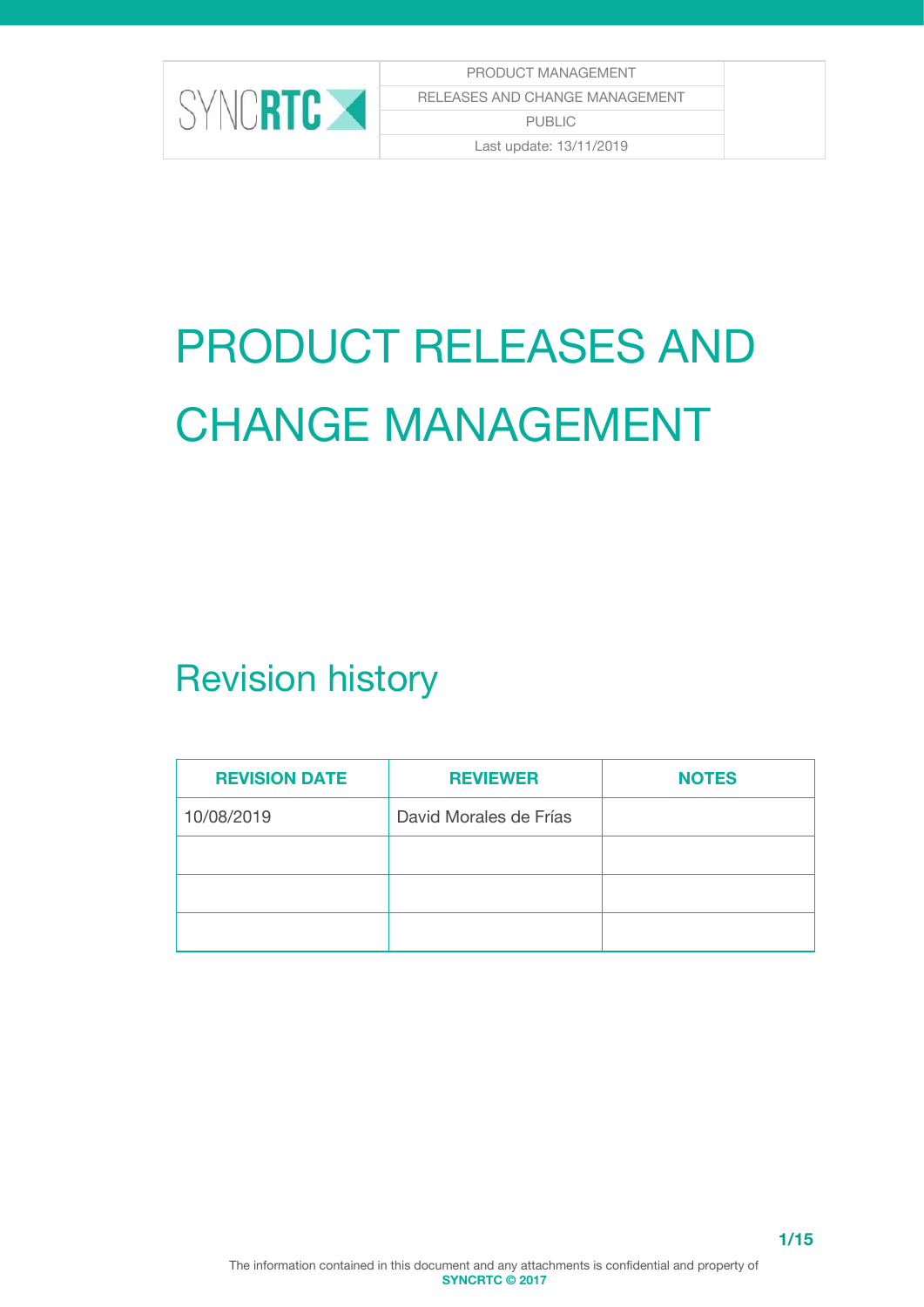| | |
|---|---|
| SYNCRTC | PRODUCT MANAGEMENT |
| | RELEASES AND CHANGE MANAGEMENT |
| | PUBLIC |
| | Last update: 13/11/2019 |

# PRODUCT RELEASES AND CHANGE MANAGEMENT

## Revision history

| REVISION DATE | REVIEWER | NOTES |
|---|---|---|
| 10/08/2019 | David Morales de Frías | |
| | | |
| | | |
| | | |

The information contained in this document and any attachments is confidential and property of **SYNCRTC © 2017**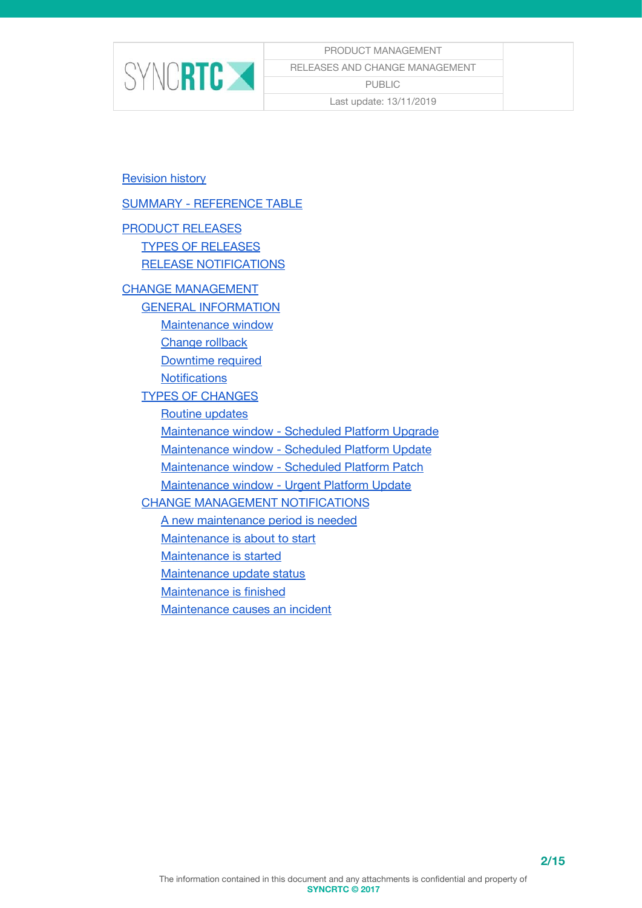- Revision history
- SUMMARY - REFERENCE TABLE
- PRODUCT RELEASES
  - TYPES OF RELEASES
  - RELEASE NOTIFICATIONS
- CHANGE MANAGEMENT
  - GENERAL INFORMATION
    - Maintenance window
    - Change rollback
    - Downtime required
    - Notifications
  - TYPES OF CHANGES
    - Routine updates
    - Maintenance window - Scheduled Platform Upgrade
    - Maintenance window - Scheduled Platform Update
    - Maintenance window - Scheduled Platform Patch
    - Maintenance window - Urgent Platform Update
  - CHANGE MANAGEMENT NOTIFICATIONS
    - A new maintenance period is needed
    - Maintenance is about to start
    - Maintenance is started
    - Maintenance update status
    - Maintenance is finished
    - Maintenance causes an incident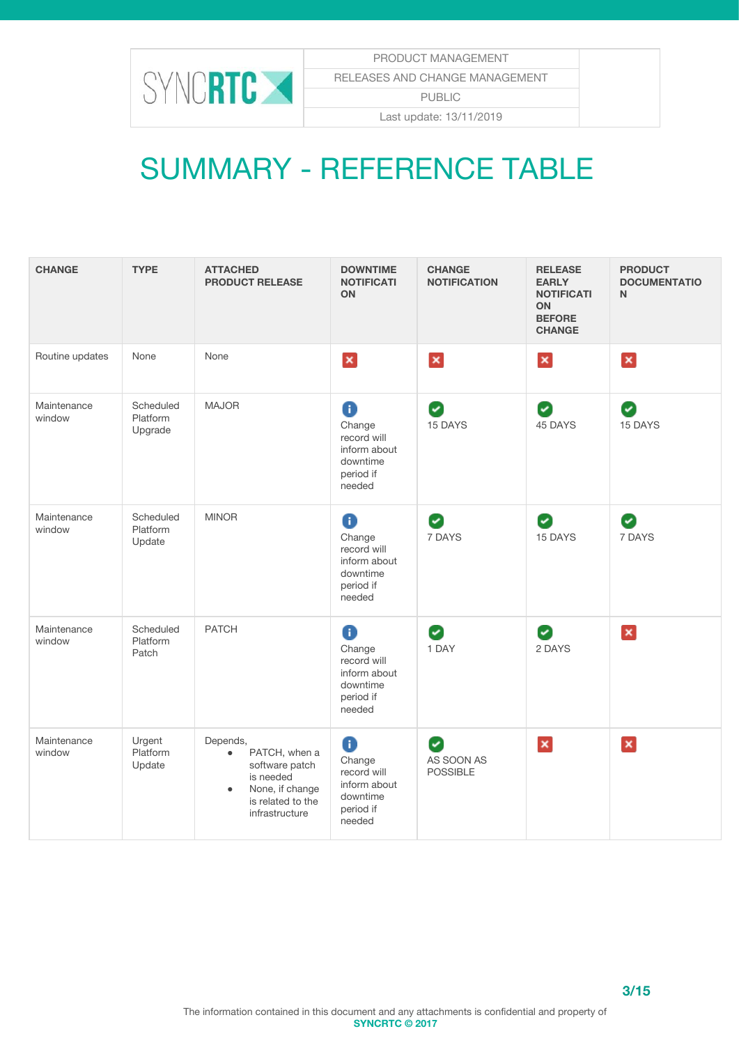# SUMMARY - REFERENCE TABLE

| CHANGE | TYPE | ATTACHED PRODUCT RELEASE | DOWNTIME NOTIFICATION | CHANGE NOTIFICATION | RELEASE EARLY NOTIFICATION BEFORE CHANGE | PRODUCT DOCUMENTATION |
|---|---|---|---|---|---|---|
| Routine updates | None | None | ✖ | ✖ | ✖ | ✖ |
| Maintenance window | Scheduled Platform Upgrade | MAJOR | ℹ Change record will inform about downtime period if needed | ✔ 15 DAYS | ✔ 45 DAYS | ✔ 15 DAYS |
| Maintenance window | Scheduled Platform Update | MINOR | ℹ Change record will inform about downtime period if needed | ✔ 7 DAYS | ✔ 15 DAYS | ✔ 7 DAYS |
| Maintenance window | Scheduled Platform Patch | PATCH | ℹ Change record will inform about downtime period if needed | ✔ 1 DAY | ✔ 2 DAYS | ✖ |
| Maintenance window | Urgent Platform Update | Depends, <br>• PATCH, when a software patch is needed <br>• None, if change is related to the infrastructure | ℹ Change record will inform about downtime period if needed | ✔ AS SOON AS POSSIBLE | ✖ | ✖ |

The information contained in this document and any attachments is confidential and property of **SYNCRTC © 2017**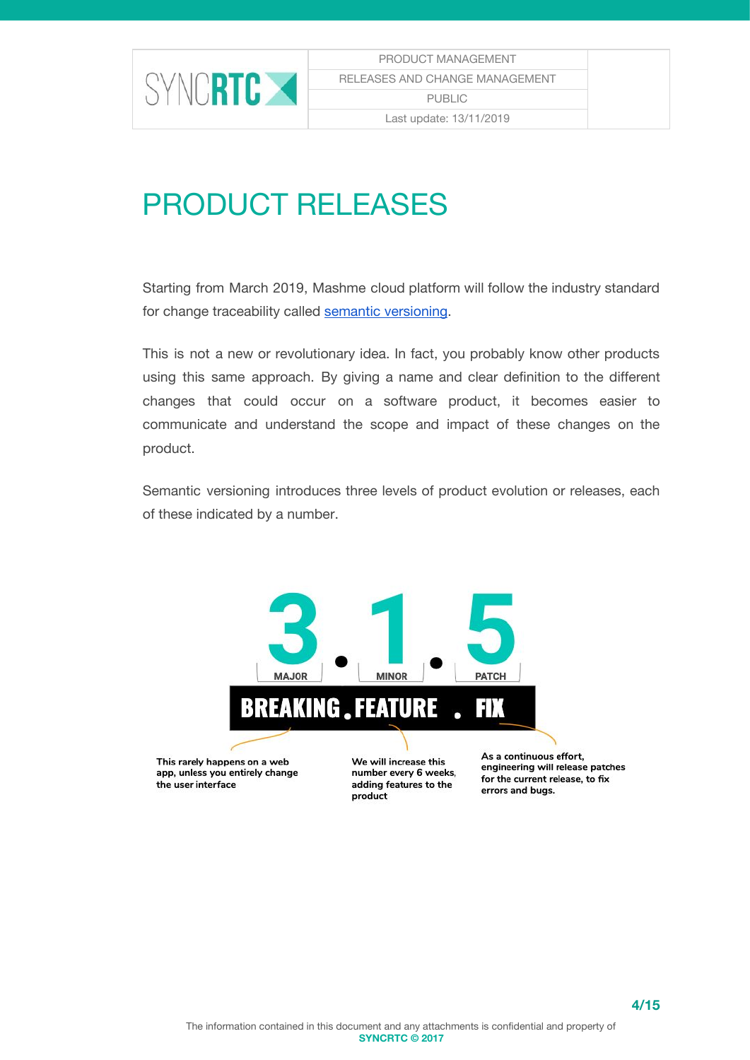# PRODUCT RELEASES

Starting from March 2019, Mashme cloud platform will follow the industry standard for change traceability called [semantic versioning](semantic versioning).

This is not a new or revolutionary idea. In fact, you probably know other products using this same approach. By giving a name and clear definition to the different changes that could occur on a software product, it becomes easier to communicate and understand the scope and impact of these changes on the product.

Semantic versioning introduces three levels of product evolution or releases, each of these indicated by a number.

3.1.5

MAJOR MINOR PATCH

BREAKING . FEATURE . FIX

This rarely happens on a web app, unless you entirely change the user interface

We will increase this number every 6 weeks, adding features to the product

As a continuous effort, engineering will release patches for the current release, to fix errors and bugs.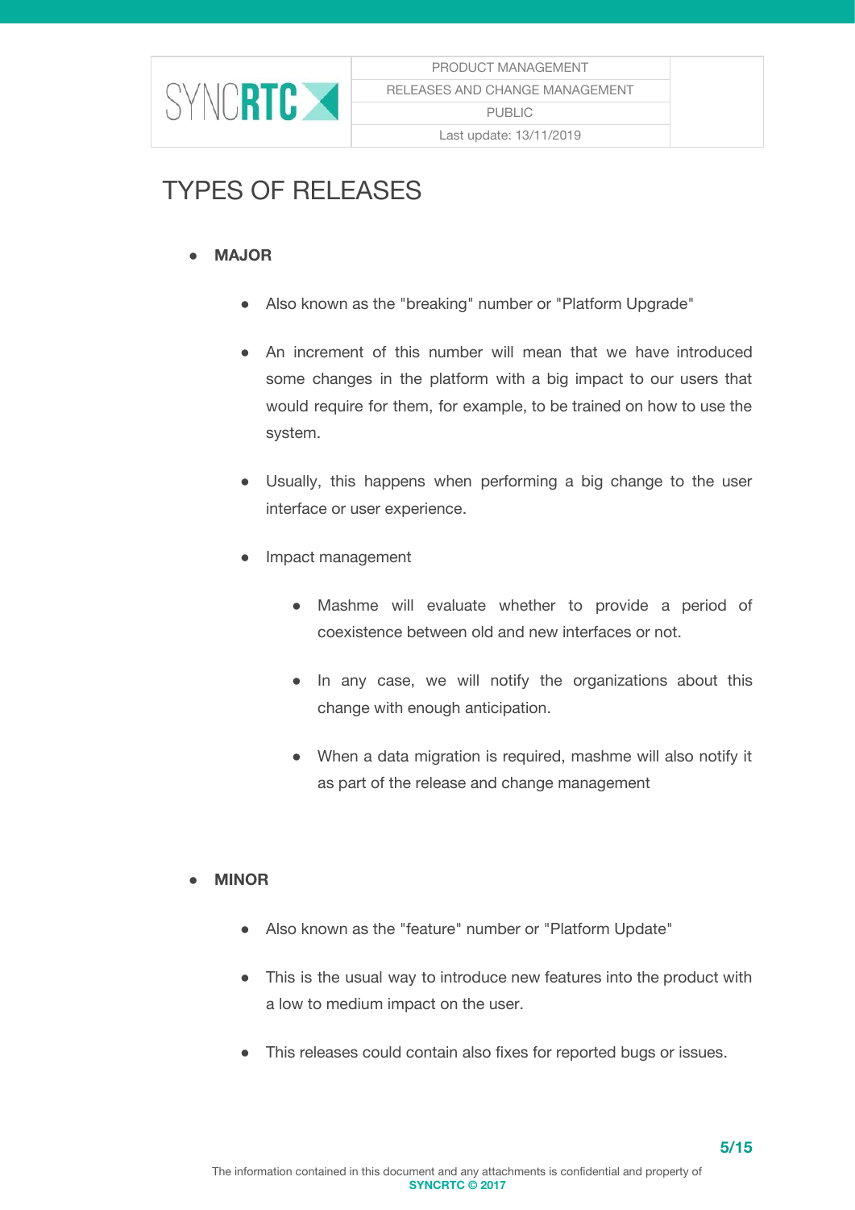# TYPES OF RELEASES

- **MAJOR**
  - Also known as the "breaking" number or "Platform Upgrade"
  - An increment of this number will mean that we have introduced some changes in the platform with a big impact to our users that would require for them, for example, to be trained on how to use the system.
  - Usually, this happens when performing a big change to the user interface or user experience.
  - Impact management
    - Mashme will evaluate whether to provide a period of coexistence between old and new interfaces or not.
    - In any case, we will notify the organizations about this change with enough anticipation.
    - When a data migration is required, mashme will also notify it as part of the release and change management

- **MINOR**
  - Also known as the "feature" number or "Platform Update"
  - This is the usual way to introduce new features into the product with a low to medium impact on the user.
  - This releases could contain also fixes for reported bugs or issues.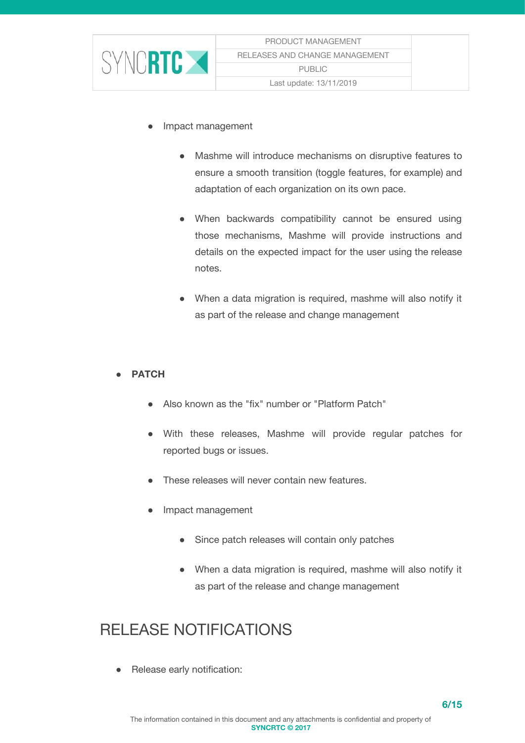- Impact management
    - Mashme will introduce mechanisms on disruptive features to ensure a smooth transition (toggle features, for example) and adaptation of each organization on its own pace.
    - When backwards compatibility cannot be ensured using those mechanisms, Mashme will provide instructions and details on the expected impact for the user using the release notes.
    - When a data migration is required, mashme will also notify it as part of the release and change management

- **PATCH**
    - Also known as the "fix" number or "Platform Patch"
    - With these releases, Mashme will provide regular patches for reported bugs or issues.
    - These releases will never contain new features.
    - Impact management
        - Since patch releases will contain only patches
        - When a data migration is required, mashme will also notify it as part of the release and change management

# RELEASE NOTIFICATIONS

- Release early notification: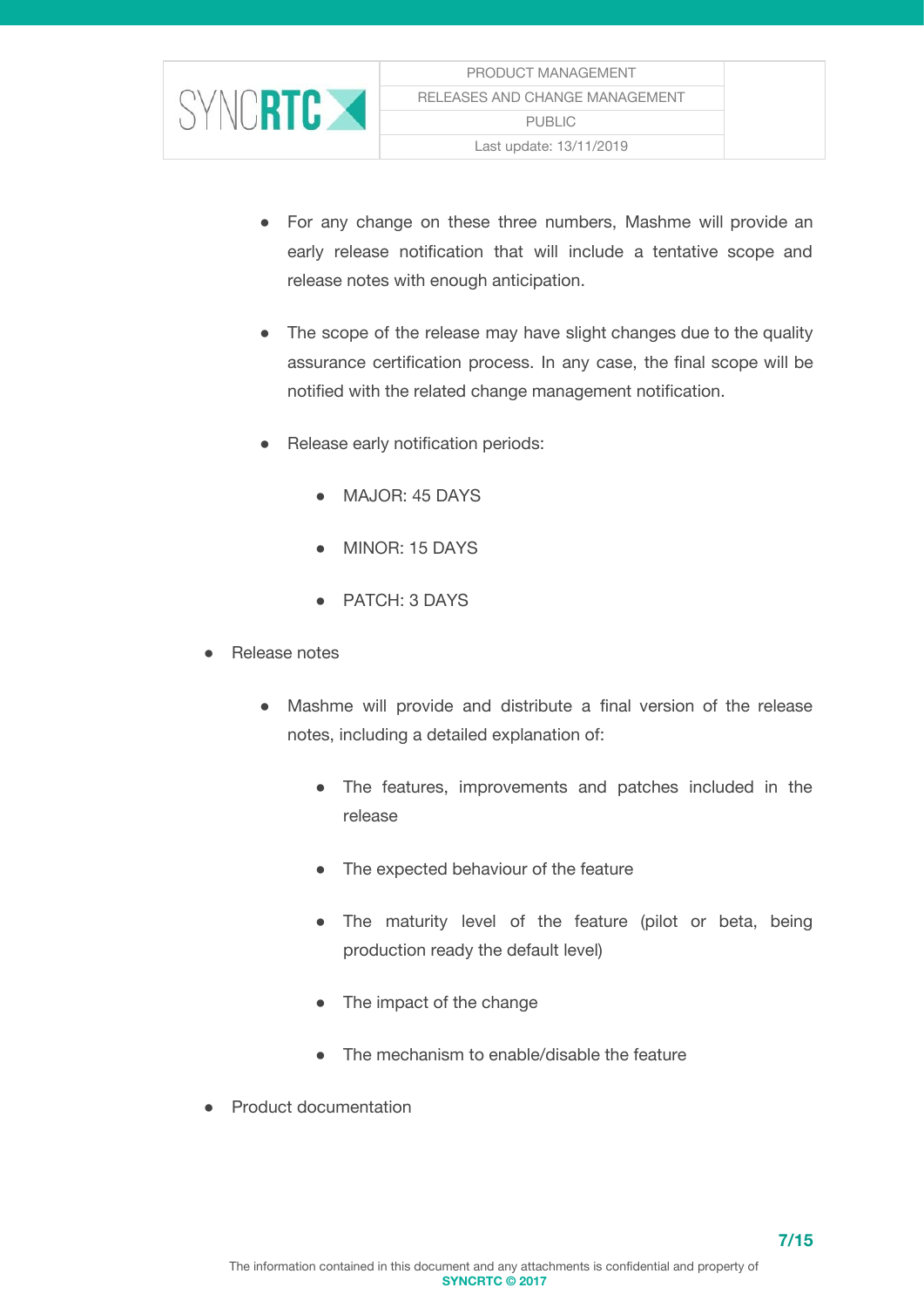- For any change on these three numbers, Mashme will provide an early release notification that will include a tentative scope and release notes with enough anticipation.

- The scope of the release may have slight changes due to the quality assurance certification process. In any case, the final scope will be notified with the related change management notification.

- Release early notification periods:

    - MAJOR: 45 DAYS

    - MINOR: 15 DAYS

    - PATCH: 3 DAYS

- Release notes

    - Mashme will provide and distribute a final version of the release notes, including a detailed explanation of:

        - The features, improvements and patches included in the release

        - The expected behaviour of the feature

        - The maturity level of the feature (pilot or beta, being production ready the default level)

        - The impact of the change

        - The mechanism to enable/disable the feature

- Product documentation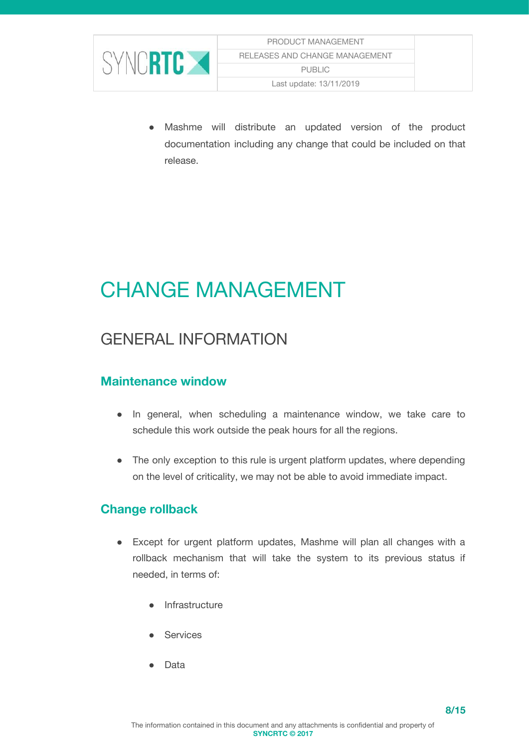- Mashme will distribute an updated version of the product documentation including any change that could be included on that release.

# CHANGE MANAGEMENT

## GENERAL INFORMATION

### Maintenance window

- In general, when scheduling a maintenance window, we take care to schedule this work outside the peak hours for all the regions.
- The only exception to this rule is urgent platform updates, where depending on the level of criticality, we may not be able to avoid immediate impact.

### Change rollback

- Except for urgent platform updates, Mashme will plan all changes with a rollback mechanism that will take the system to its previous status if needed, in terms of:
  - Infrastructure
  - Services
  - Data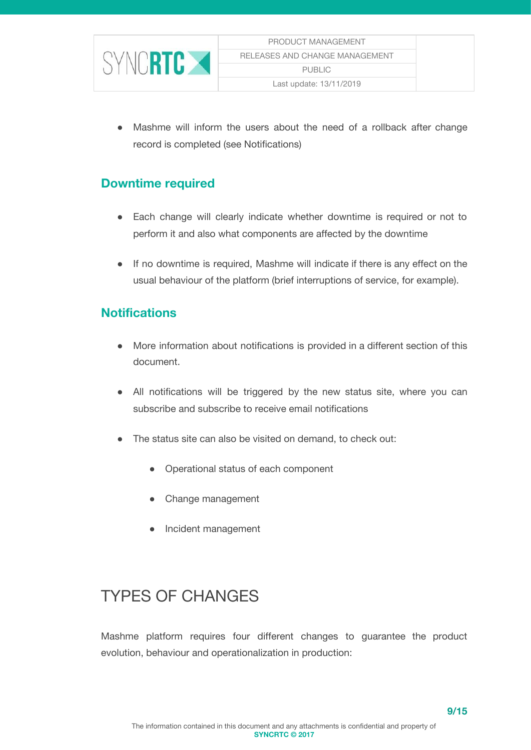- Mashme will inform the users about the need of a rollback after change record is completed (see Notifications)

### Downtime required

- Each change will clearly indicate whether downtime is required or not to perform it and also what components are affected by the downtime
- If no downtime is required, Mashme will indicate if there is any effect on the usual behaviour of the platform (brief interruptions of service, for example).

### Notifications

- More information about notifications is provided in a different section of this document.
- All notifications will be triggered by the new status site, where you can subscribe and subscribe to receive email notifications
- The status site can also be visited on demand, to check out:
    - Operational status of each component
    - Change management
    - Incident management

## TYPES OF CHANGES

Mashme platform requires four different changes to guarantee the product evolution, behaviour and operationalization in production: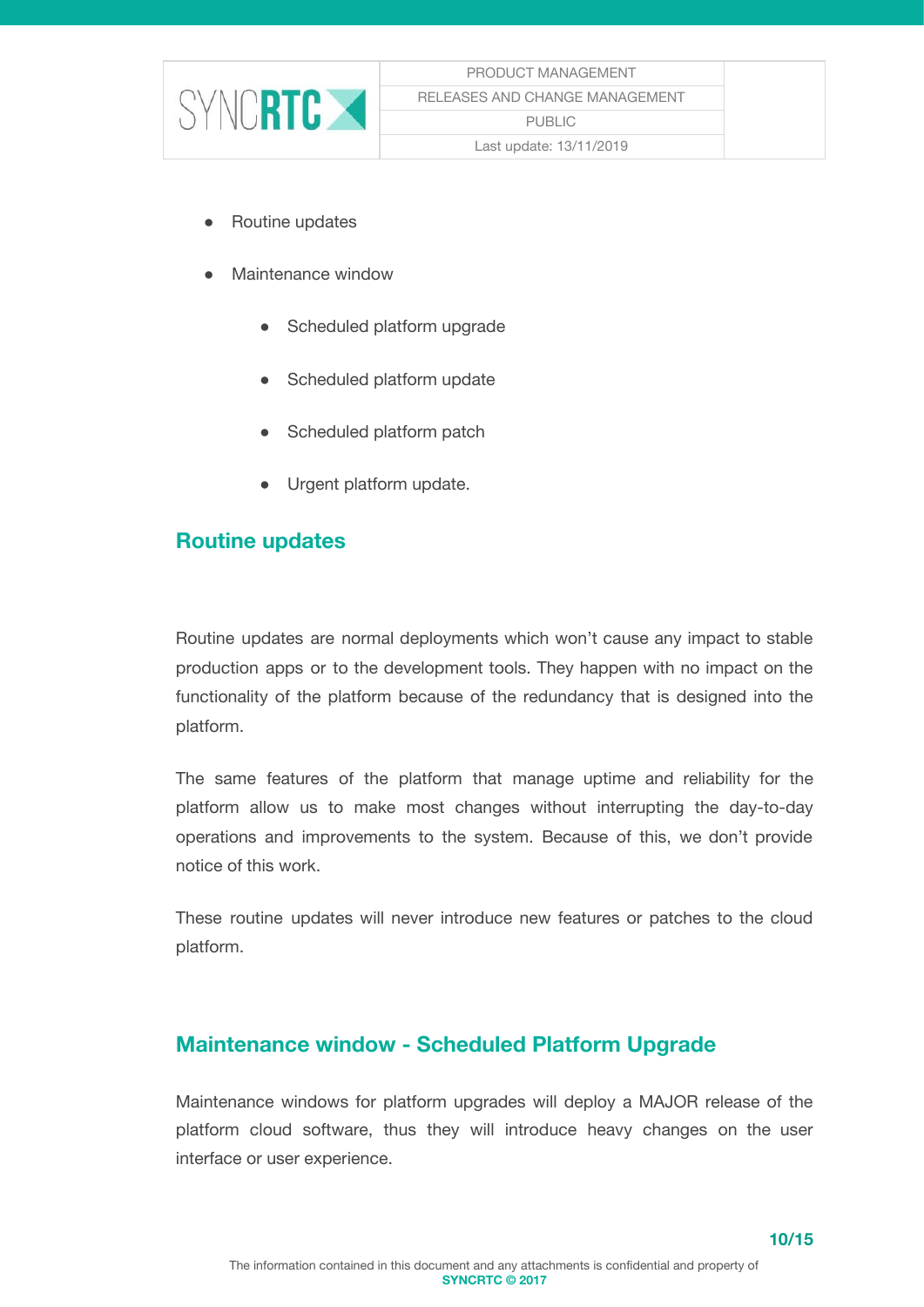- Routine updates
- Maintenance window
    - Scheduled platform upgrade
    - Scheduled platform update
    - Scheduled platform patch
    - Urgent platform update.

## Routine updates

Routine updates are normal deployments which won't cause any impact to stable production apps or to the development tools. They happen with no impact on the functionality of the platform because of the redundancy that is designed into the platform.

The same features of the platform that manage uptime and reliability for the platform allow us to make most changes without interrupting the day-to-day operations and improvements to the system. Because of this, we don't provide notice of this work.

These routine updates will never introduce new features or patches to the cloud platform.

## Maintenance window - Scheduled Platform Upgrade

Maintenance windows for platform upgrades will deploy a MAJOR release of the platform cloud software, thus they will introduce heavy changes on the user interface or user experience.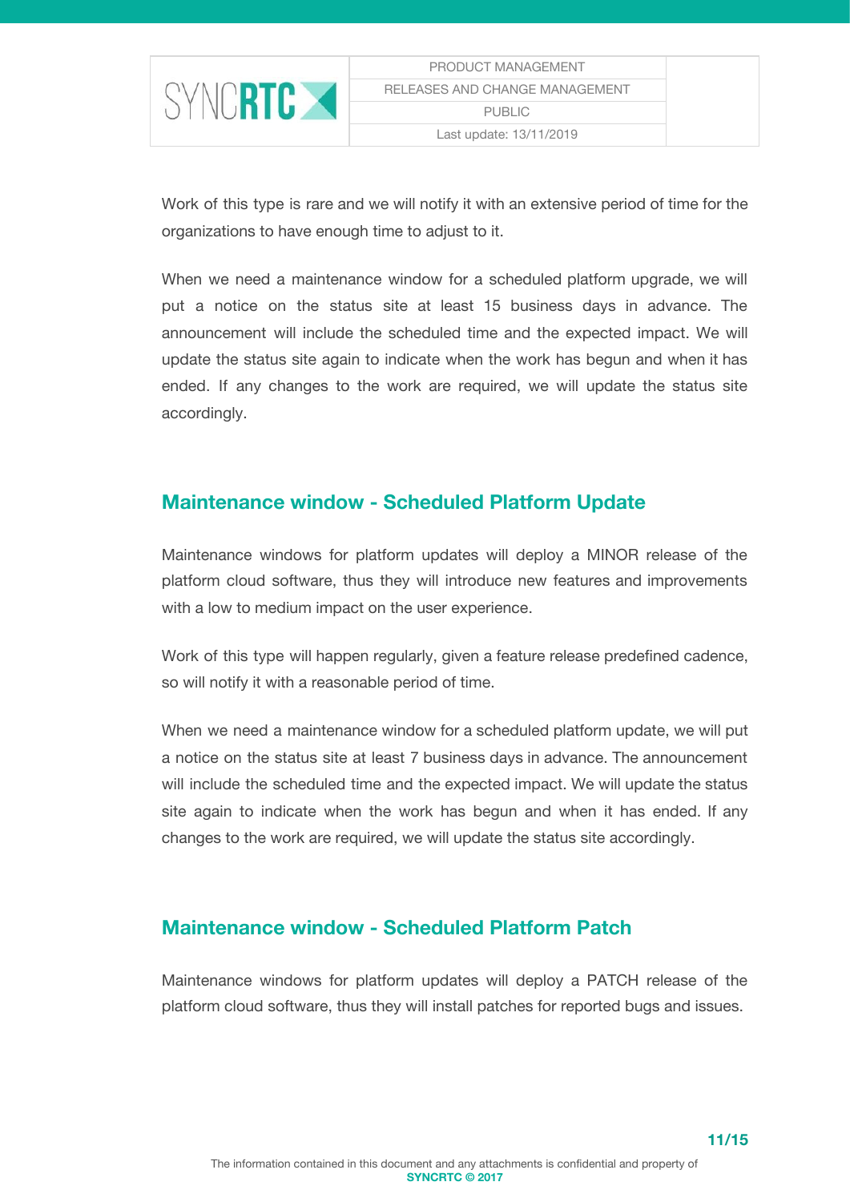Work of this type is rare and we will notify it with an extensive period of time for the organizations to have enough time to adjust to it.

When we need a maintenance window for a scheduled platform upgrade, we will put a notice on the status site at least 15 business days in advance. The announcement will include the scheduled time and the expected impact. We will update the status site again to indicate when the work has begun and when it has ended. If any changes to the work are required, we will update the status site accordingly.

## Maintenance window - Scheduled Platform Update

Maintenance windows for platform updates will deploy a MINOR release of the platform cloud software, thus they will introduce new features and improvements with a low to medium impact on the user experience.

Work of this type will happen regularly, given a feature release predefined cadence, so will notify it with a reasonable period of time.

When we need a maintenance window for a scheduled platform update, we will put a notice on the status site at least 7 business days in advance. The announcement will include the scheduled time and the expected impact. We will update the status site again to indicate when the work has begun and when it has ended. If any changes to the work are required, we will update the status site accordingly.

## Maintenance window - Scheduled Platform Patch

Maintenance windows for platform updates will deploy a PATCH release of the platform cloud software, thus they will install patches for reported bugs and issues.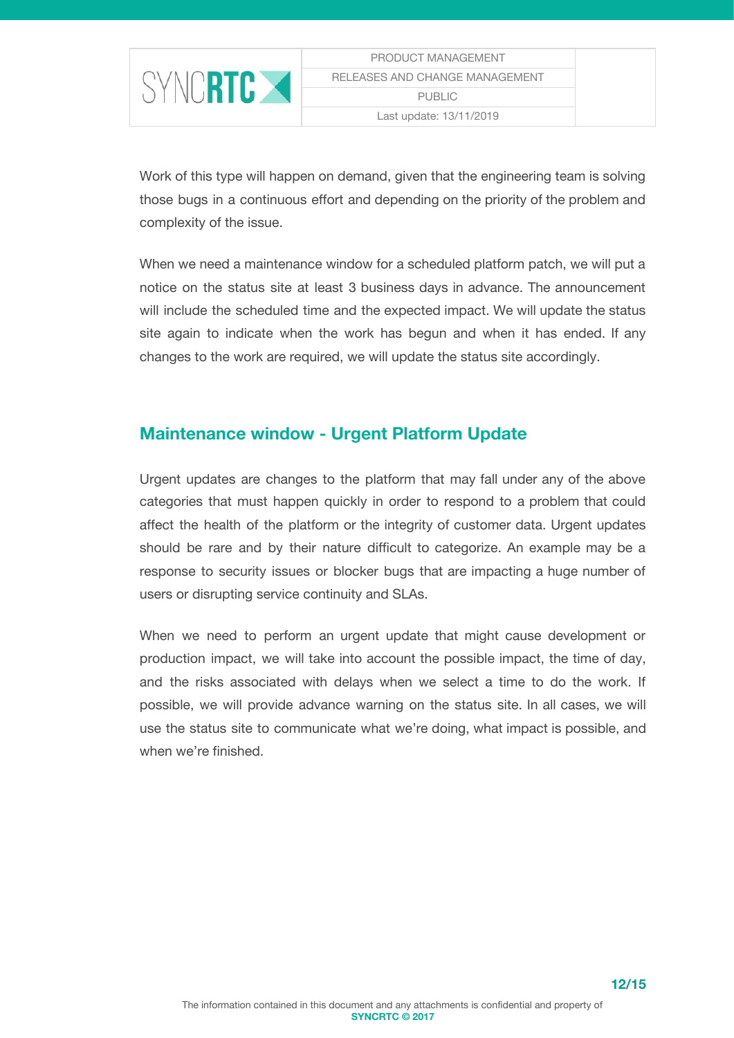Work of this type will happen on demand, given that the engineering team is solving those bugs in a continuous effort and depending on the priority of the problem and complexity of the issue.

When we need a maintenance window for a scheduled platform patch, we will put a notice on the status site at least 3 business days in advance. The announcement will include the scheduled time and the expected impact. We will update the status site again to indicate when the work has begun and when it has ended. If any changes to the work are required, we will update the status site accordingly.

## Maintenance window - Urgent Platform Update

Urgent updates are changes to the platform that may fall under any of the above categories that must happen quickly in order to respond to a problem that could affect the health of the platform or the integrity of customer data. Urgent updates should be rare and by their nature difficult to categorize. An example may be a response to security issues or blocker bugs that are impacting a huge number of users or disrupting service continuity and SLAs.

When we need to perform an urgent update that might cause development or production impact, we will take into account the possible impact, the time of day, and the risks associated with delays when we select a time to do the work. If possible, we will provide advance warning on the status site. In all cases, we will use the status site to communicate what we're doing, what impact is possible, and when we're finished.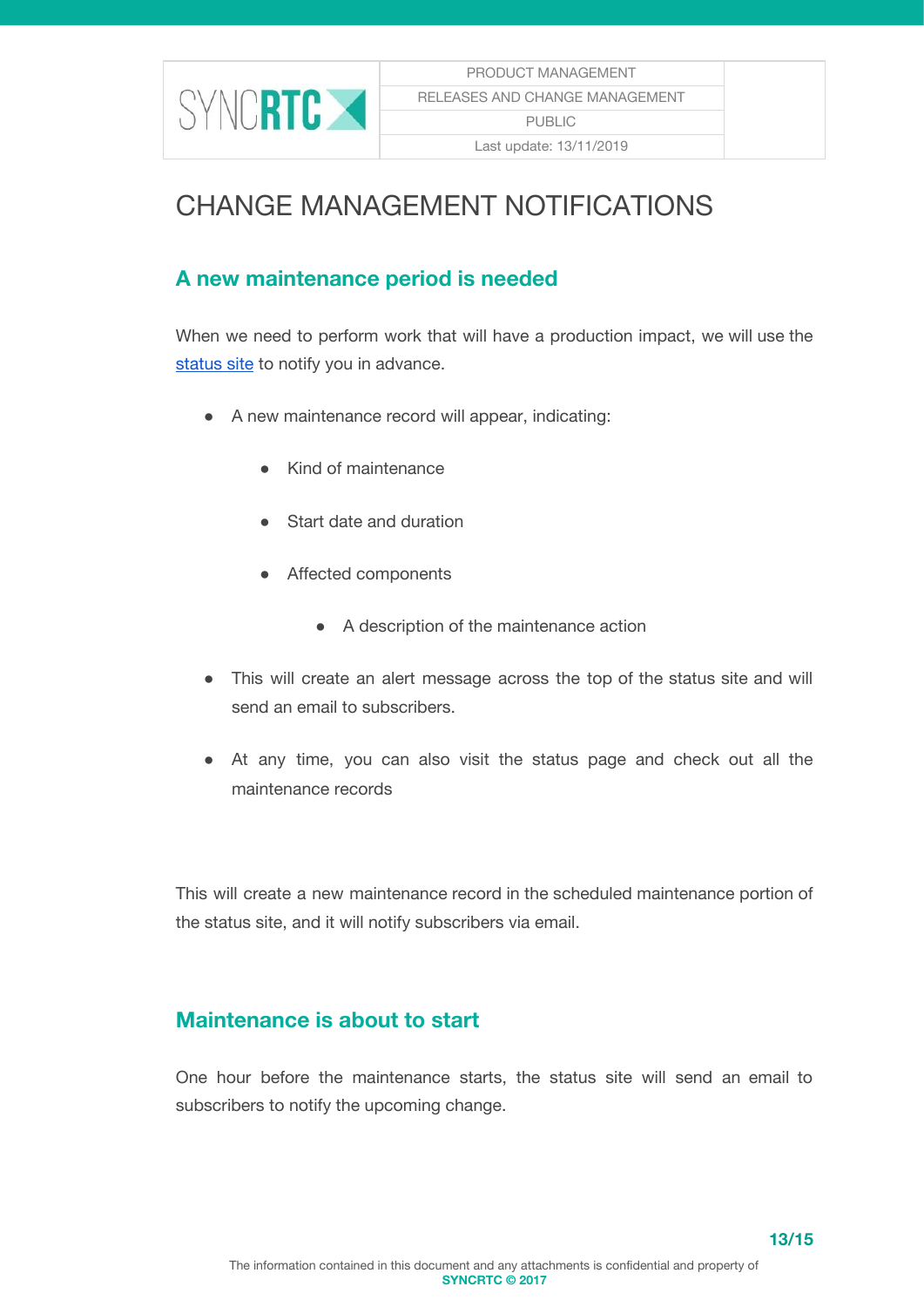# CHANGE MANAGEMENT NOTIFICATIONS

## A new maintenance period is needed

When we need to perform work that will have a production impact, we will use the [status site] to notify you in advance.

- A new maintenance record will appear, indicating:
    - Kind of maintenance
    - Start date and duration
    - Affected components
        - A description of the maintenance action
- This will create an alert message across the top of the status site and will send an email to subscribers.
- At any time, you can also visit the status page and check out all the maintenance records

This will create a new maintenance record in the scheduled maintenance portion of the status site, and it will notify subscribers via email.

## Maintenance is about to start

One hour before the maintenance starts, the status site will send an email to subscribers to notify the upcoming change.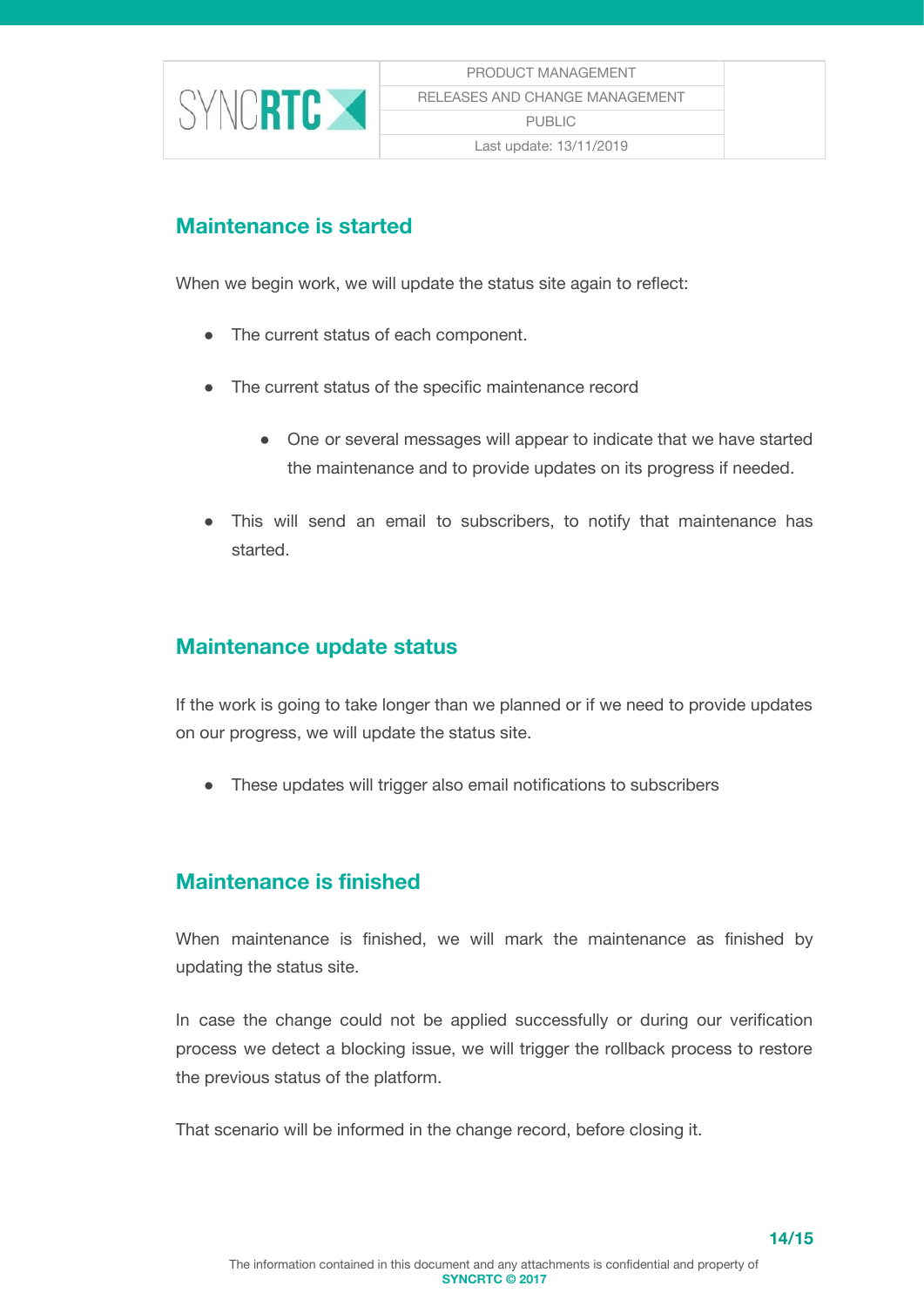## Maintenance is started

When we begin work, we will update the status site again to reflect:

- The current status of each component.
- The current status of the specific maintenance record
    - One or several messages will appear to indicate that we have started the maintenance and to provide updates on its progress if needed.
- This will send an email to subscribers, to notify that maintenance has started.

## Maintenance update status

If the work is going to take longer than we planned or if we need to provide updates on our progress, we will update the status site.

- These updates will trigger also email notifications to subscribers

## Maintenance is finished

When maintenance is finished, we will mark the maintenance as finished by updating the status site.

In case the change could not be applied successfully or during our verification process we detect a blocking issue, we will trigger the rollback process to restore the previous status of the platform.

That scenario will be informed in the change record, before closing it.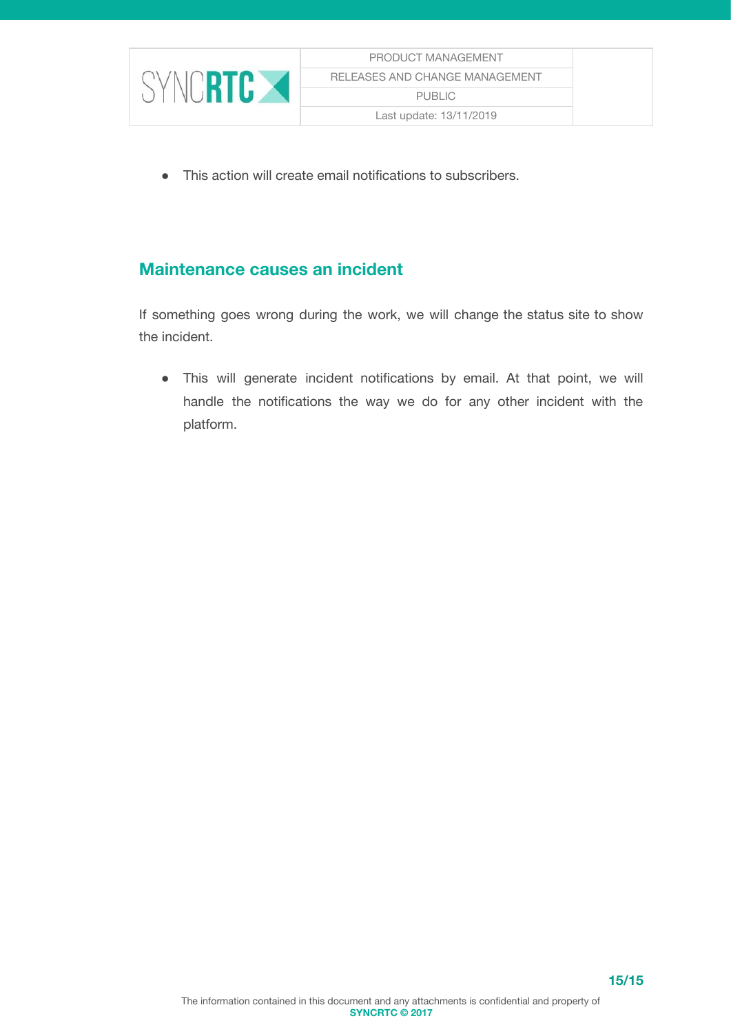- This action will create email notifications to subscribers.

## Maintenance causes an incident

If something goes wrong during the work, we will change the status site to show the incident.

- This will generate incident notifications by email. At that point, we will handle the notifications the way we do for any other incident with the platform.